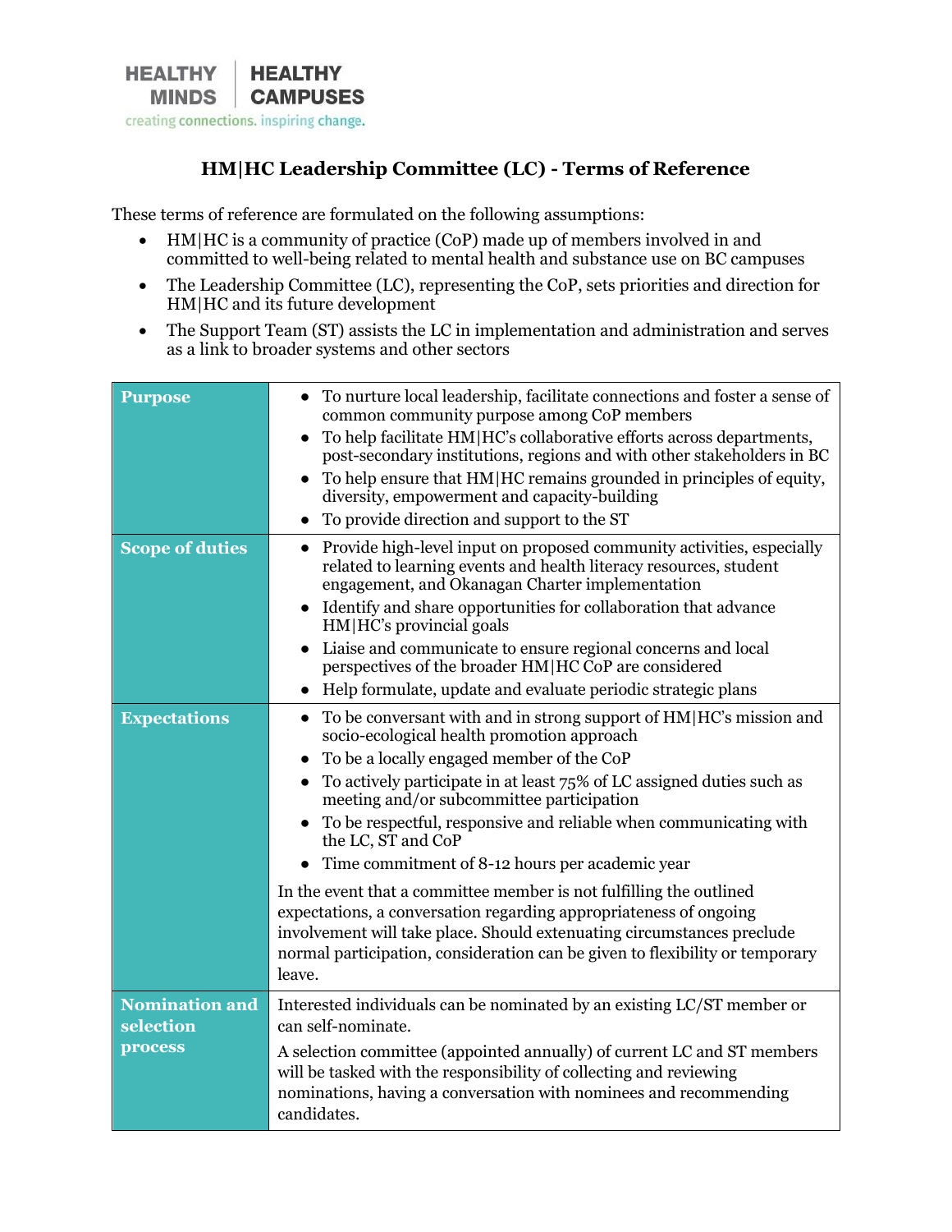HEALTHY MINDS | HEALTHY CAMPUSES

creating connections. inspiring change.

# HM|HC Leadership Committee (LC) - Terms of Reference

These terms of reference are formulated on the following assumptions:

- HM|HC is a community of practice (CoP) made up of members involved in and committed to well-being related to mental health and substance use on BC campuses
- The Leadership Committee (LC), representing the CoP, sets priorities and direction for HM|HC and its future development
- The Support Team (ST) assists the LC in implementation and administration and serves as a link to broader systems and other sectors

| | |
|---|---|
| **Purpose** | • To nurture local leadership, facilitate connections and foster a sense of common community purpose among CoP members<br>• To help facilitate HM\|HC's collaborative efforts across departments, post-secondary institutions, regions and with other stakeholders in BC<br>• To help ensure that HM\|HC remains grounded in principles of equity, diversity, empowerment and capacity-building<br>• To provide direction and support to the ST |
| **Scope of duties** | • Provide high-level input on proposed community activities, especially related to learning events and health literacy resources, student engagement, and Okanagan Charter implementation<br>• Identify and share opportunities for collaboration that advance HM\|HC's provincial goals<br>• Liaise and communicate to ensure regional concerns and local perspectives of the broader HM\|HC CoP are considered<br>• Help formulate, update and evaluate periodic strategic plans |
| **Expectations** | • To be conversant with and in strong support of HM\|HC's mission and socio-ecological health promotion approach<br>• To be a locally engaged member of the CoP<br>• To actively participate in at least 75% of LC assigned duties such as meeting and/or subcommittee participation<br>• To be respectful, responsive and reliable when communicating with the LC, ST and CoP<br>• Time commitment of 8-12 hours per academic year<br><br>In the event that a committee member is not fulfilling the outlined expectations, a conversation regarding appropriateness of ongoing involvement will take place. Should extenuating circumstances preclude normal participation, consideration can be given to flexibility or temporary leave. |
| **Nomination and selection process** | Interested individuals can be nominated by an existing LC/ST member or can self-nominate.<br><br>A selection committee (appointed annually) of current LC and ST members will be tasked with the responsibility of collecting and reviewing nominations, having a conversation with nominees and recommending candidates. |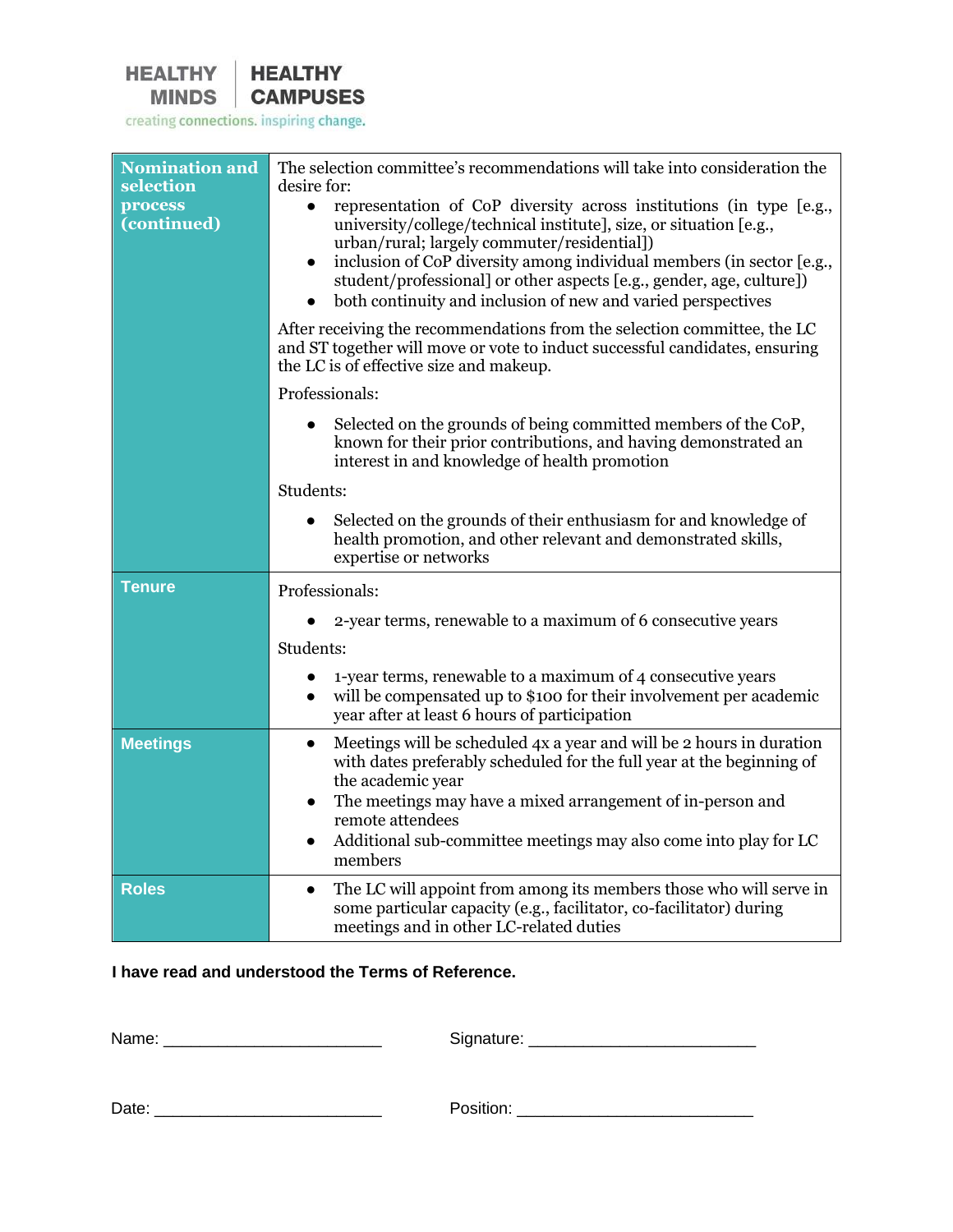HEALTHY MINDS | HEALTHY CAMPUSES

creating connections. inspiring change.

| | |
|---|---|
| **Nomination and selection process (continued)** | The selection committee's recommendations will take into consideration the desire for:<br>• representation of CoP diversity across institutions (in type [e.g., university/college/technical institute], size, or situation [e.g., urban/rural; largely commuter/residential])<br>• inclusion of CoP diversity among individual members (in sector [e.g., student/professional] or other aspects [e.g., gender, age, culture])<br>• both continuity and inclusion of new and varied perspectives<br><br>After receiving the recommendations from the selection committee, the LC and ST together will move or vote to induct successful candidates, ensuring the LC is of effective size and makeup.<br><br>Professionals:<br>• Selected on the grounds of being committed members of the CoP, known for their prior contributions, and having demonstrated an interest in and knowledge of health promotion<br><br>Students:<br>• Selected on the grounds of their enthusiasm for and knowledge of health promotion, and other relevant and demonstrated skills, expertise or networks |
| **Tenure** | Professionals:<br>• 2-year terms, renewable to a maximum of 6 consecutive years<br><br>Students:<br>• 1-year terms, renewable to a maximum of 4 consecutive years<br>• will be compensated up to $100 for their involvement per academic year after at least 6 hours of participation |
| **Meetings** | • Meetings will be scheduled 4x a year and will be 2 hours in duration with dates preferably scheduled for the full year at the beginning of the academic year<br>• The meetings may have a mixed arrangement of in-person and remote attendees<br>• Additional sub-committee meetings may also come into play for LC members |
| **Roles** | • The LC will appoint from among its members those who will serve in some particular capacity (e.g., facilitator, co-facilitator) during meetings and in other LC-related duties |

**I have read and understood the Terms of Reference.**

Name: ________________________ Signature: ________________________

Date: ________________________ Position: ________________________